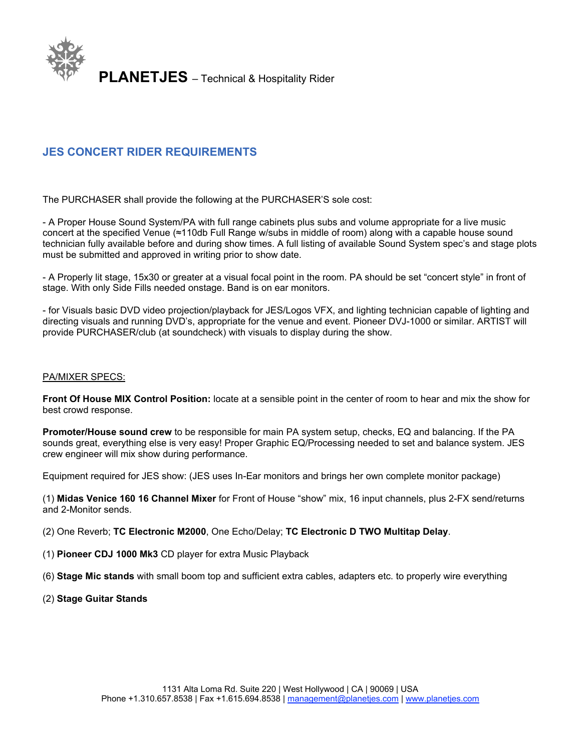# PLANETJES – Technical & Hospitality Rider

## JES CONCERT RIDER REQUIREMENTS

The PURCHASER shall provide the following at the PURCHASER'S sole cost:

- A Proper House Sound System/PA with full range cabinets plus subs and volume appropriate for a live music concert at the specified Venue (≈110db Full Range w/subs in middle of room) along with a capable house sound technician fully available before and during show times. A full listing of available Sound System spec's and stage plots must be submitted and approved in writing prior to show date.

- A Properly lit stage, 15x30 or greater at a visual focal point in the room. PA should be set "concert style" in front of stage. With only Side Fills needed onstage. Band is on ear monitors.

- for Visuals basic DVD video projection/playback for JES/Logos VFX, and lighting technician capable of lighting and directing visuals and running DVD's, appropriate for the venue and event. Pioneer DVJ-1000 or similar. ARTIST will provide PURCHASER/club (at soundcheck) with visuals to display during the show.

PA/MIXER SPECS:

**Front Of House MIX Control Position:** locate at a sensible point in the center of room to hear and mix the show for best crowd response.

**Promoter/House sound crew** to be responsible for main PA system setup, checks, EQ and balancing. If the PA sounds great, everything else is very easy! Proper Graphic EQ/Processing needed to set and balance system. JES crew engineer will mix show during performance.

Equipment required for JES show: (JES uses In-Ear monitors and brings her own complete monitor package)

(1) **Midas Venice 160 16 Channel Mixer** for Front of House "show" mix, 16 input channels, plus 2-FX send/returns and 2-Monitor sends.

(2) One Reverb; **TC Electronic M2000**, One Echo/Delay; **TC Electronic D TWO Multitap Delay**.

(1) **Pioneer CDJ 1000 Mk3** CD player for extra Music Playback

(6) **Stage Mic stands** with small boom top and sufficient extra cables, adapters etc. to properly wire everything

(2) **Stage Guitar Stands**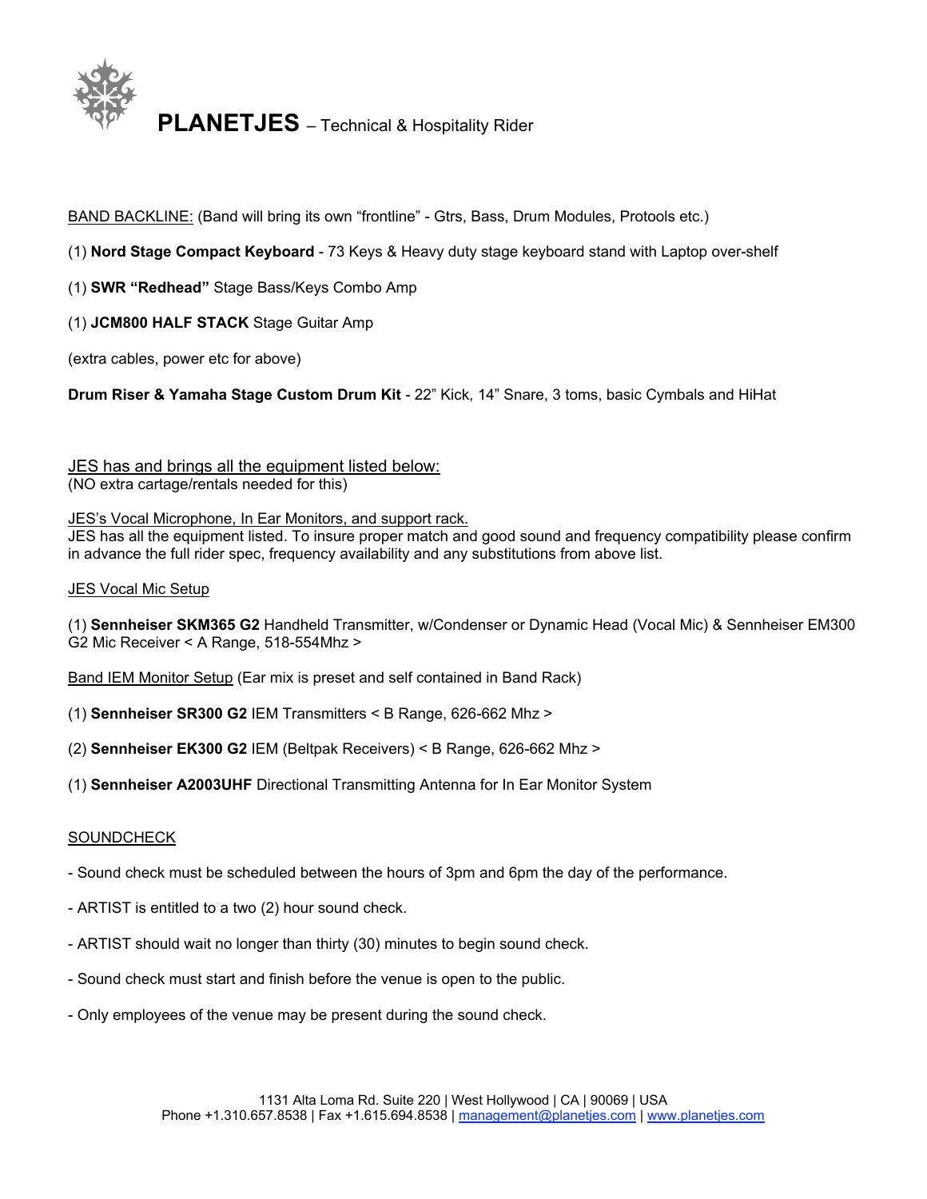# **PLANETJES** – Technical & Hospitality Rider

BAND BACKLINE: (Band will bring its own "frontline" - Gtrs, Bass, Drum Modules, Protools etc.)

(1) **Nord Stage Compact Keyboard** - 73 Keys & Heavy duty stage keyboard stand with Laptop over-shelf

(1) **SWR "Redhead"** Stage Bass/Keys Combo Amp

(1) **JCM800 HALF STACK** Stage Guitar Amp

(extra cables, power etc for above)

**Drum Riser & Yamaha Stage Custom Drum Kit** - 22" Kick, 14" Snare, 3 toms, basic Cymbals and HiHat

JES has and brings all the equipment listed below:
(NO extra cartage/rentals needed for this)

JES's Vocal Microphone, In Ear Monitors, and support rack.
JES has all the equipment listed. To insure proper match and good sound and frequency compatibility please confirm in advance the full rider spec, frequency availability and any substitutions from above list.

JES Vocal Mic Setup

(1) **Sennheiser SKM365 G2** Handheld Transmitter, w/Condenser or Dynamic Head (Vocal Mic) & Sennheiser EM300 G2 Mic Receiver < A Range, 518-554Mhz >

Band IEM Monitor Setup (Ear mix is preset and self contained in Band Rack)

(1) **Sennheiser SR300 G2** IEM Transmitters < B Range, 626-662 Mhz >

(2) **Sennheiser EK300 G2** IEM (Beltpak Receivers) < B Range, 626-662 Mhz >

(1) **Sennheiser A2003UHF** Directional Transmitting Antenna for In Ear Monitor System

SOUNDCHECK

- Sound check must be scheduled between the hours of 3pm and 6pm the day of the performance.
- ARTIST is entitled to a two (2) hour sound check.
- ARTIST should wait no longer than thirty (30) minutes to begin sound check.
- Sound check must start and finish before the venue is open to the public.
- Only employees of the venue may be present during the sound check.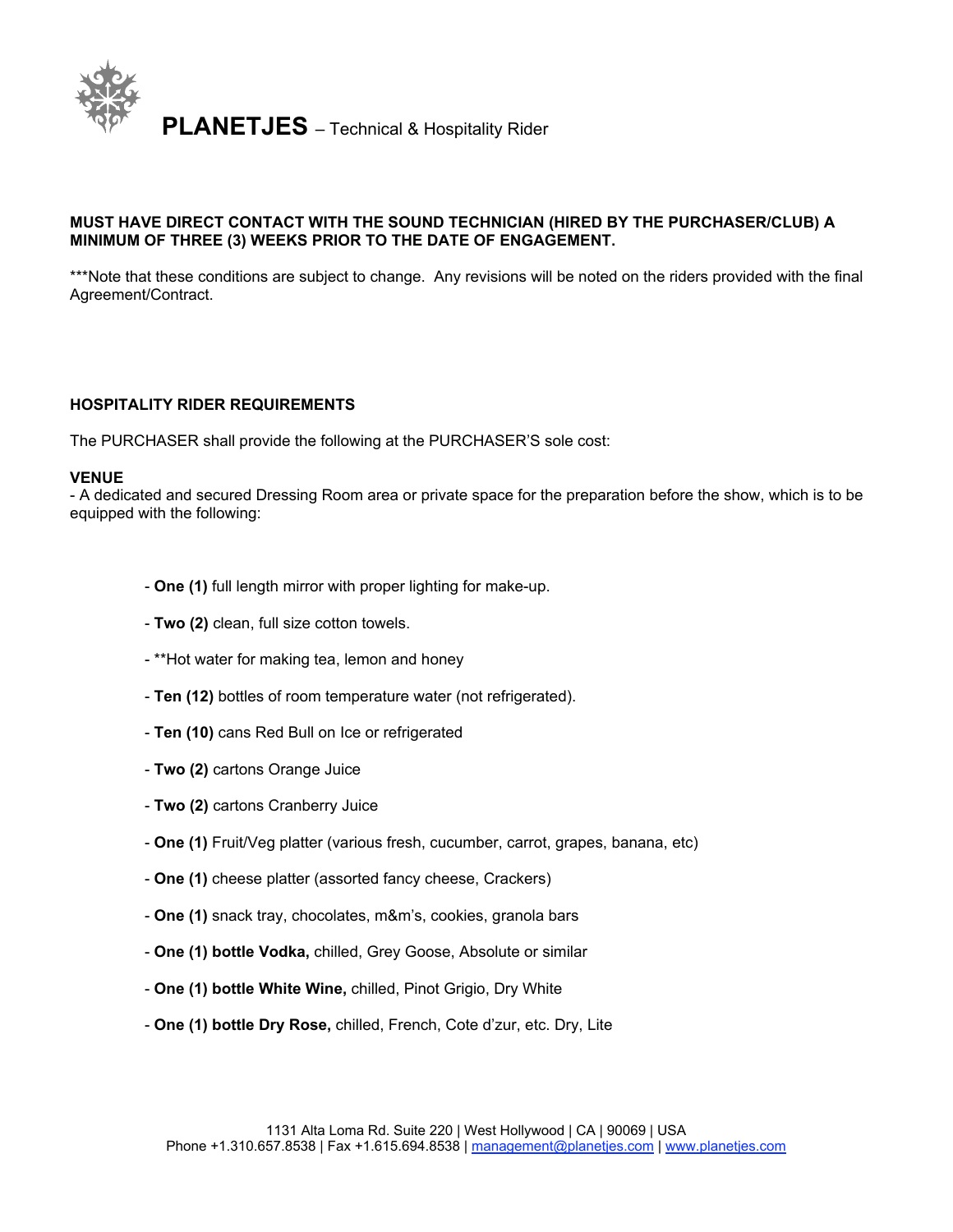# **PLANETJES** – Technical & Hospitality Rider

**MUST HAVE DIRECT CONTACT WITH THE SOUND TECHNICIAN (HIRED BY THE PURCHASER/CLUB) A MINIMUM OF THREE (3) WEEKS PRIOR TO THE DATE OF ENGAGEMENT.**

***Note that these conditions are subject to change. Any revisions will be noted on the riders provided with the final Agreement/Contract.

**HOSPITALITY RIDER REQUIREMENTS**

The PURCHASER shall provide the following at the PURCHASER'S sole cost:

**VENUE**

- A dedicated and secured Dressing Room area or private space for the preparation before the show, which is to be equipped with the following:

  - **One (1)** full length mirror with proper lighting for make-up.
  - **Two (2)** clean, full size cotton towels.
  - **Hot water for making tea, lemon and honey
  - **Ten (12)** bottles of room temperature water (not refrigerated).
  - **Ten (10)** cans Red Bull on Ice or refrigerated
  - **Two (2)** cartons Orange Juice
  - **Two (2)** cartons Cranberry Juice
  - **One (1)** Fruit/Veg platter (various fresh, cucumber, carrot, grapes, banana, etc)
  - **One (1)** cheese platter (assorted fancy cheese, Crackers)
  - **One (1)** snack tray, chocolates, m&m's, cookies, granola bars
  - **One (1) bottle Vodka,** chilled, Grey Goose, Absolute or similar
  - **One (1) bottle White Wine,** chilled, Pinot Grigio, Dry White
  - **One (1) bottle Dry Rose,** chilled, French, Cote d'zur, etc. Dry, Lite

1131 Alta Loma Rd. Suite 220 | West Hollywood | CA | 90069 | USA
Phone +1.310.657.8538 | Fax +1.615.694.8538 | management@planetjes.com | www.planetjes.com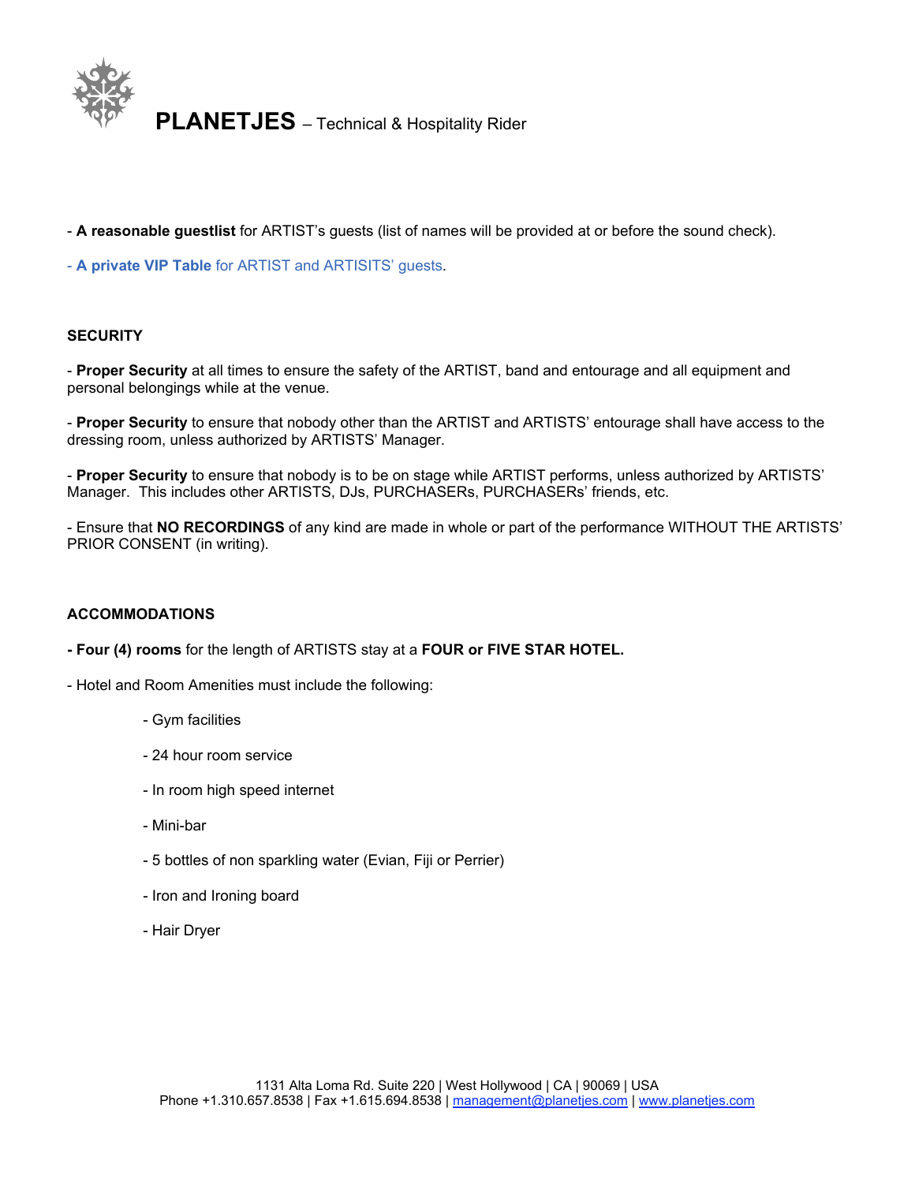- **A reasonable guestlist** for ARTIST's guests (list of names will be provided at or before the sound check).

- **A private VIP Table** for ARTIST and ARTISITS' guests.

## SECURITY

- **Proper Security** at all times to ensure the safety of the ARTIST, band and entourage and all equipment and personal belongings while at the venue.

- **Proper Security** to ensure that nobody other than the ARTIST and ARTISTS' entourage shall have access to the dressing room, unless authorized by ARTISTS' Manager.

- **Proper Security** to ensure that nobody is to be on stage while ARTIST performs, unless authorized by ARTISTS' Manager. This includes other ARTISTS, DJs, PURCHASERs, PURCHASERs' friends, etc.

- Ensure that **NO RECORDINGS** of any kind are made in whole or part of the performance WITHOUT THE ARTISTS' PRIOR CONSENT (in writing).

## ACCOMMODATIONS

**- Four (4) rooms** for the length of ARTISTS stay at a **FOUR or FIVE STAR HOTEL.**

- Hotel and Room Amenities must include the following:

  - Gym facilities
  - 24 hour room service
  - In room high speed internet
  - Mini-bar
  - 5 bottles of non sparkling water (Evian, Fiji or Perrier)
  - Iron and Ironing board
  - Hair Dryer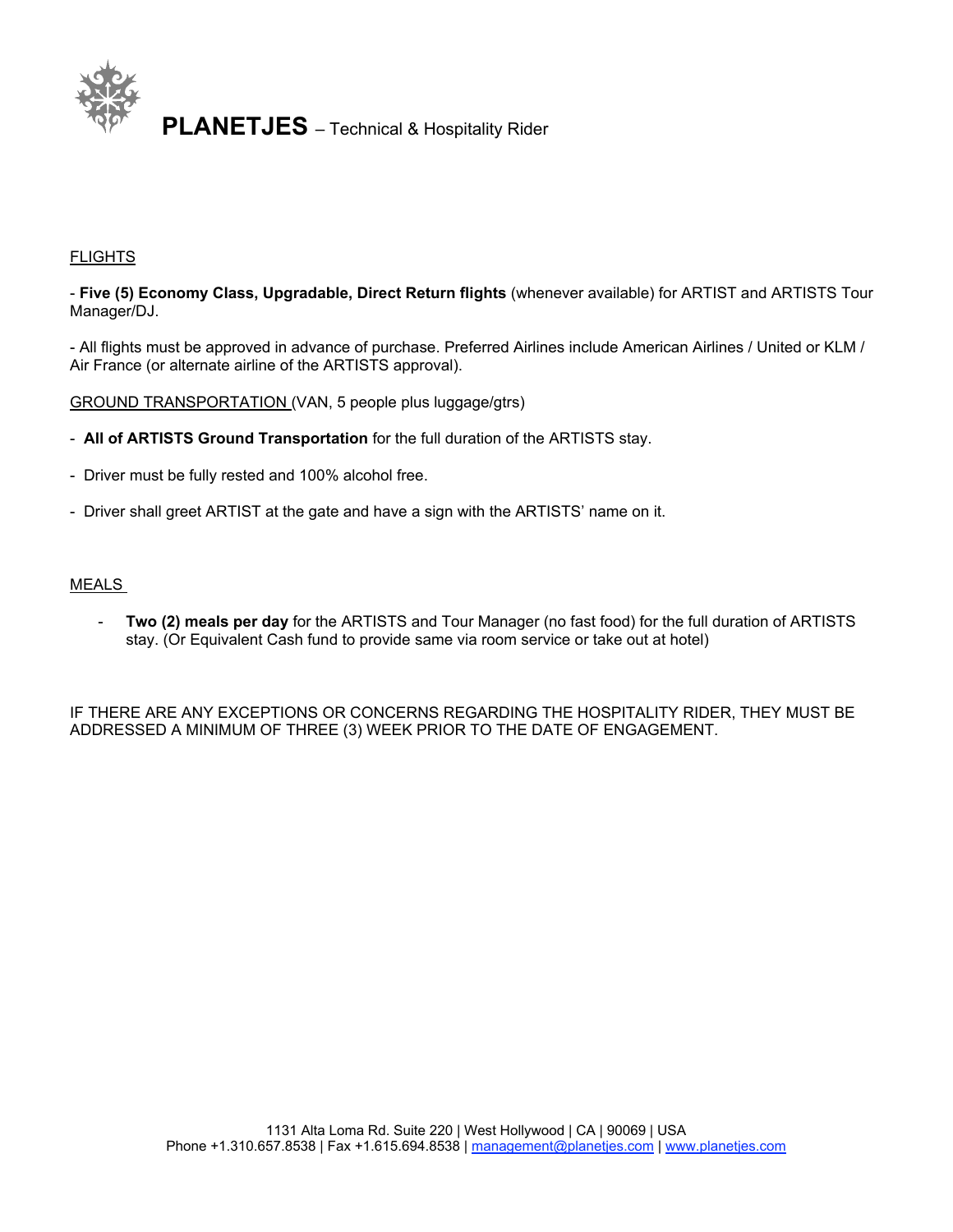# **PLANETJES** – Technical & Hospitality Rider

## FLIGHTS

- **Five (5) Economy Class, Upgradable, Direct Return flights** (whenever available) for ARTIST and ARTISTS Tour Manager/DJ.

- All flights must be approved in advance of purchase. Preferred Airlines include American Airlines / United or KLM / Air France (or alternate airline of the ARTISTS approval).

## GROUND TRANSPORTATION (VAN, 5 people plus luggage/gtrs)

- **All of ARTISTS Ground Transportation** for the full duration of the ARTISTS stay.
- Driver must be fully rested and 100% alcohol free.
- Driver shall greet ARTIST at the gate and have a sign with the ARTISTS' name on it.

## MEALS

- **Two (2) meals per day** for the ARTISTS and Tour Manager (no fast food) for the full duration of ARTISTS stay. (Or Equivalent Cash fund to provide same via room service or take out at hotel)

IF THERE ARE ANY EXCEPTIONS OR CONCERNS REGARDING THE HOSPITALITY RIDER, THEY MUST BE ADDRESSED A MINIMUM OF THREE (3) WEEK PRIOR TO THE DATE OF ENGAGEMENT.

1131 Alta Loma Rd. Suite 220 | West Hollywood | CA | 90069 | USA
Phone +1.310.657.8538 | Fax +1.615.694.8538 | management@planetjes.com | www.planetjes.com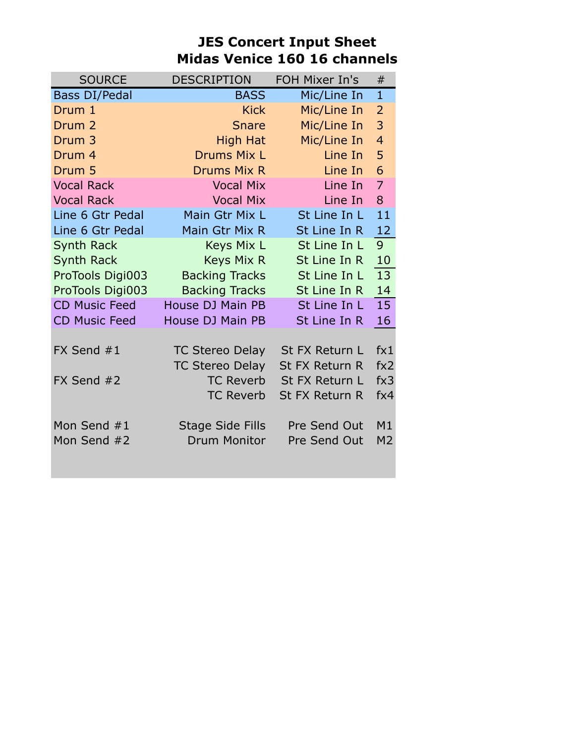# JES Concert Input Sheet
## Midas Venice 160 16 channels

| SOURCE | DESCRIPTION | FOH Mixer In's | # |
|---|---|---|---|
| Bass DI/Pedal | BASS | Mic/Line In | 1 |
| Drum 1 | Kick | Mic/Line In | 2 |
| Drum 2 | Snare | Mic/Line In | 3 |
| Drum 3 | High Hat | Mic/Line In | 4 |
| Drum 4 | Drums Mix L | Line In | 5 |
| Drum 5 | Drums Mix R | Line In | 6 |
| Vocal Rack | Vocal Mix | Line In | 7 |
| Vocal Rack | Vocal Mix | Line In | 8 |
| Line 6 Gtr Pedal | Main Gtr Mix L | St Line In L | 11 |
| Line 6 Gtr Pedal | Main Gtr Mix R | St Line In R | 12 |
| Synth Rack | Keys Mix L | St Line In L | 9 |
| Synth Rack | Keys Mix R | St Line In R | 10 |
| ProTools Digi003 | Backing Tracks | St Line In L | 13 |
| ProTools Digi003 | Backing Tracks | St Line In R | 14 |
| CD Music Feed | House DJ Main PB | St Line In L | 15 |
| CD Music Feed | House DJ Main PB | St Line In R | 16 |
| | | | |
| FX Send #1 | TC Stereo Delay | St FX Return L | fx1 |
| | TC Stereo Delay | St FX Return R | fx2 |
| FX Send #2 | TC Reverb | St FX Return L | fx3 |
| | TC Reverb | St FX Return R | fx4 |
| | | | |
| Mon Send #1 | Stage Side Fills | Pre Send Out | M1 |
| Mon Send #2 | Drum Monitor | Pre Send Out | M2 |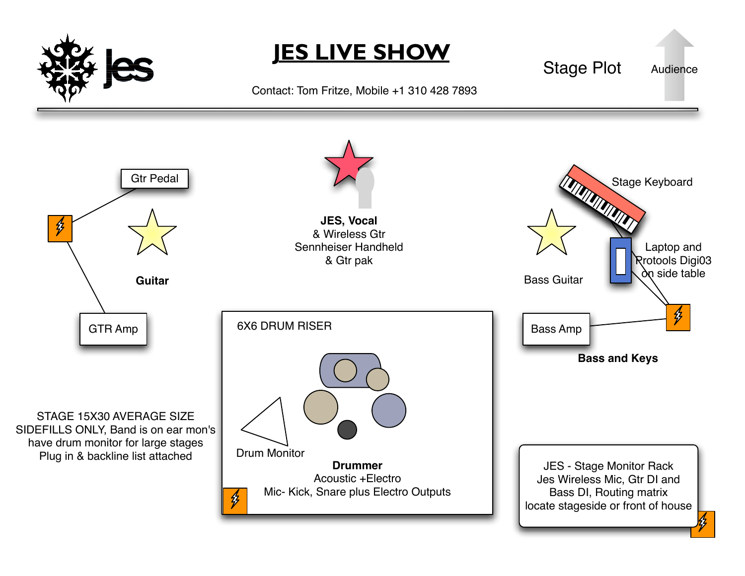# JES LIVE SHOW

Contact: Tom Fritze, Mobile +1 310 428 7893

Stage Plot

Audience

Gtr Pedal

**Guitar**

GTR Amp

**JES, Vocal**
& Wireless Gtr
Sennheiser Handheld
& Gtr pak

Stage Keyboard

Laptop and Protools Digi03 on side table

Bass Guitar

Bass Amp

**Bass and Keys**

6X6 DRUM RISER

Drum Monitor

**Drummer**
Acoustic +Electro
Mic- Kick, Snare plus Electro Outputs

STAGE 15X30 AVERAGE SIZE
SIDEFILLS ONLY, Band is on ear mon's
have drum monitor for large stages
Plug in & backline list attached

JES - Stage Monitor Rack
Jes Wireless Mic, Gtr DI and
Bass DI, Routing matrix
locate stageside or front of house